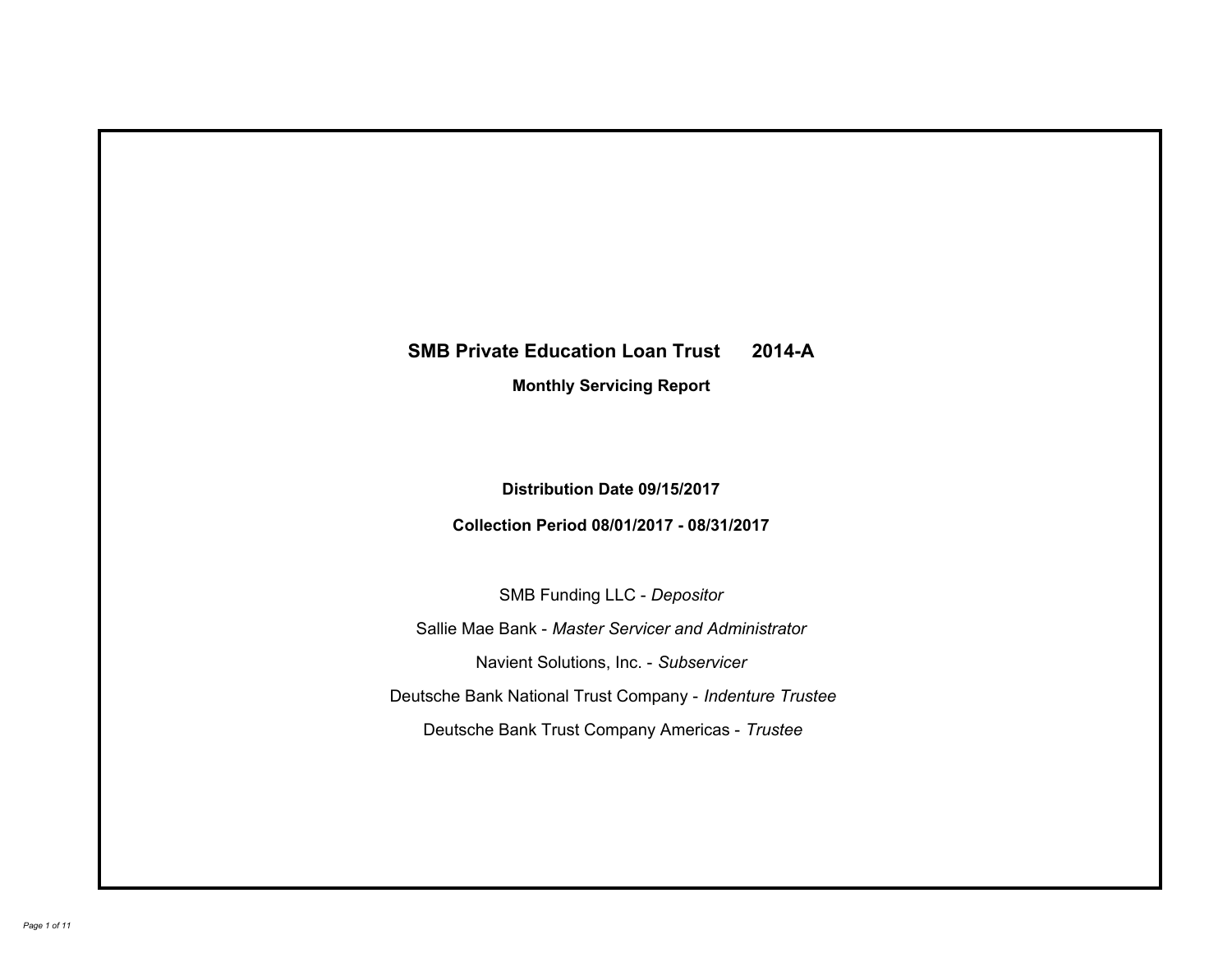# SMB Private Education Loan Trust 2014-A

## Monthly Servicing Report

**Distribution Date 09/15/2017**

**Collection Period 08/01/2017 - 08/31/2017**

SMB Funding LLC - *Depositor*

Sallie Mae Bank - *Master Servicer and Administrator*

Navient Solutions, Inc. - *Subservicer*

Deutsche Bank National Trust Company - *Indenture Trustee*

Deutsche Bank Trust Company Americas - *Trustee*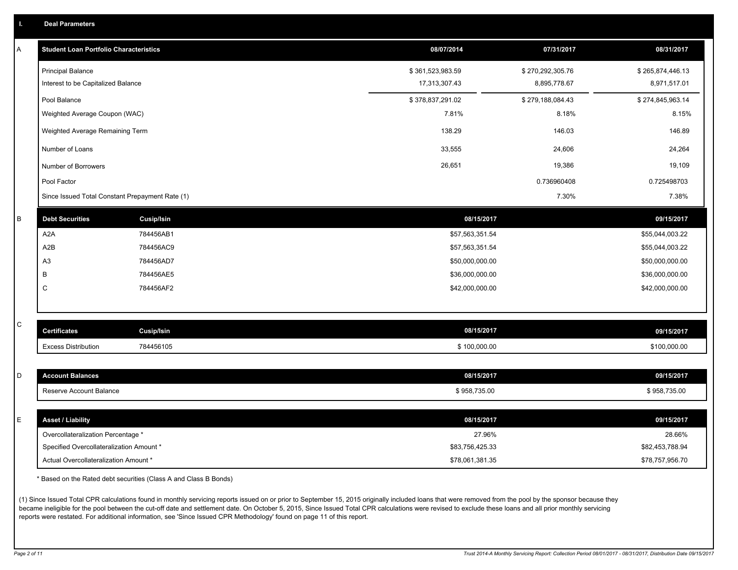## I. Deal Parameters

### A

| Student Loan Portfolio Characteristics | 08/07/2014 | 07/31/2017 | 08/31/2017 |
|---|---|---|---|
| Principal Balance | $ 361,523,983.59 | $ 270,292,305.76 | $ 265,874,446.13 |
| Interest to be Capitalized Balance | 17,313,307.43 | 8,895,778.67 | 8,971,517.01 |
| Pool Balance | $ 378,837,291.02 | $ 279,188,084.43 | $ 274,845,963.14 |
| Weighted Average Coupon (WAC) | 7.81% | 8.18% | 8.15% |
| Weighted Average Remaining Term | 138.29 | 146.03 | 146.89 |
| Number of Loans | 33,555 | 24,606 | 24,264 |
| Number of Borrowers | 26,651 | 19,386 | 19,109 |
| Pool Factor | | 0.736960408 | 0.725498703 |
| Since Issued Total Constant Prepayment Rate (1) | | 7.30% | 7.38% |

### B

| Debt Securities | Cusip/Isin | 08/15/2017 | 09/15/2017 |
|---|---|---|---|
| A2A | 784456AB1 | $57,563,351.54 | $55,044,003.22 |
| A2B | 784456AC9 | $57,563,351.54 | $55,044,003.22 |
| A3 | 784456AD7 | $50,000,000.00 | $50,000,000.00 |
| B | 784456AE5 | $36,000,000.00 | $36,000,000.00 |
| C | 784456AF2 | $42,000,000.00 | $42,000,000.00 |

### C

| Certificates | Cusip/Isin | 08/15/2017 | 09/15/2017 |
|---|---|---|---|
| Excess Distribution | 784456105 | $ 100,000.00 | $100,000.00 |

### D

| Account Balances | 08/15/2017 | 09/15/2017 |
|---|---|---|
| Reserve Account Balance | $ 958,735.00 | $ 958,735.00 |

### E

| Asset / Liability | 08/15/2017 | 09/15/2017 |
|---|---|---|
| Overcollateralization Percentage * | 27.96% | 28.66% |
| Specified Overcollateralization Amount * | $83,756,425.33 | $82,453,788.94 |
| Actual Overcollateralization Amount * | $78,061,381.35 | $78,757,956.70 |

* Based on the Rated debt securities (Class A and Class B Bonds)

(1) Since Issued Total CPR calculations found in monthly servicing reports issued on or prior to September 15, 2015 originally included loans that were removed from the pool by the sponsor because they became ineligible for the pool between the cut-off date and settlement date. On October 5, 2015, Since Issued Total CPR calculations were revised to exclude these loans and all prior monthly servicing reports were restated. For additional information, see 'Since Issued CPR Methodology' found on page 11 of this report.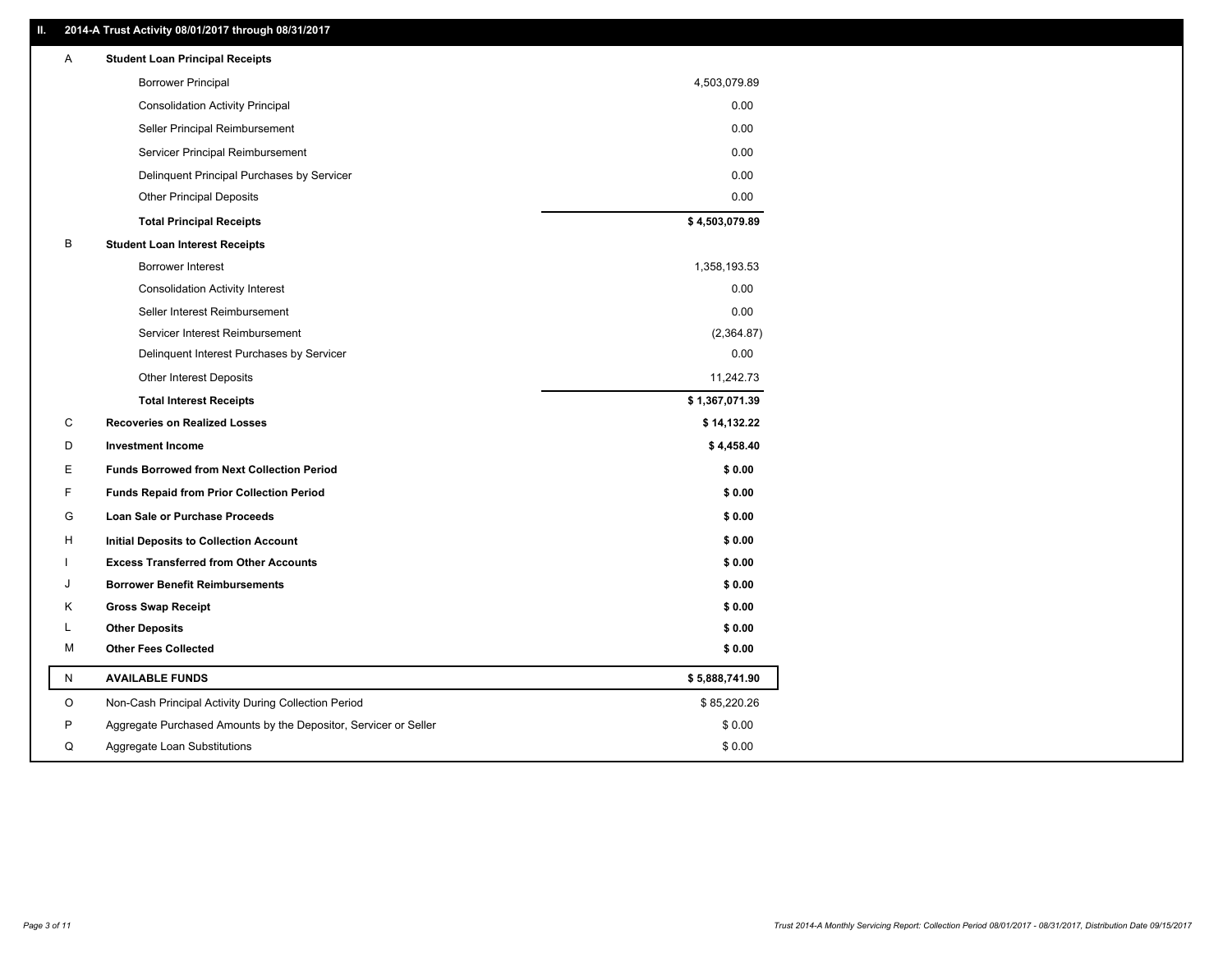## II. 2014-A Trust Activity 08/01/2017 through 08/31/2017

| | | |
|---|---|---|
| A | **Student Loan Principal Receipts** | |
| | Borrower Principal | 4,503,079.89 |
| | Consolidation Activity Principal | 0.00 |
| | Seller Principal Reimbursement | 0.00 |
| | Servicer Principal Reimbursement | 0.00 |
| | Delinquent Principal Purchases by Servicer | 0.00 |
| | Other Principal Deposits | 0.00 |
| | **Total Principal Receipts** | **$ 4,503,079.89** |
| B | **Student Loan Interest Receipts** | |
| | Borrower Interest | 1,358,193.53 |
| | Consolidation Activity Interest | 0.00 |
| | Seller Interest Reimbursement | 0.00 |
| | Servicer Interest Reimbursement | (2,364.87) |
| | Delinquent Interest Purchases by Servicer | 0.00 |
| | Other Interest Deposits | 11,242.73 |
| | **Total Interest Receipts** | **$ 1,367,071.39** |
| C | **Recoveries on Realized Losses** | **$ 14,132.22** |
| D | **Investment Income** | **$ 4,458.40** |
| E | **Funds Borrowed from Next Collection Period** | **$ 0.00** |
| F | **Funds Repaid from Prior Collection Period** | **$ 0.00** |
| G | **Loan Sale or Purchase Proceeds** | **$ 0.00** |
| H | **Initial Deposits to Collection Account** | **$ 0.00** |
| I | **Excess Transferred from Other Accounts** | **$ 0.00** |
| J | **Borrower Benefit Reimbursements** | **$ 0.00** |
| K | **Gross Swap Receipt** | **$ 0.00** |
| L | **Other Deposits** | **$ 0.00** |
| M | **Other Fees Collected** | **$ 0.00** |
| N | **AVAILABLE FUNDS** | **$ 5,888,741.90** |
| O | Non-Cash Principal Activity During Collection Period | $ 85,220.26 |
| P | Aggregate Purchased Amounts by the Depositor, Servicer or Seller | $ 0.00 |
| Q | Aggregate Loan Substitutions | $ 0.00 |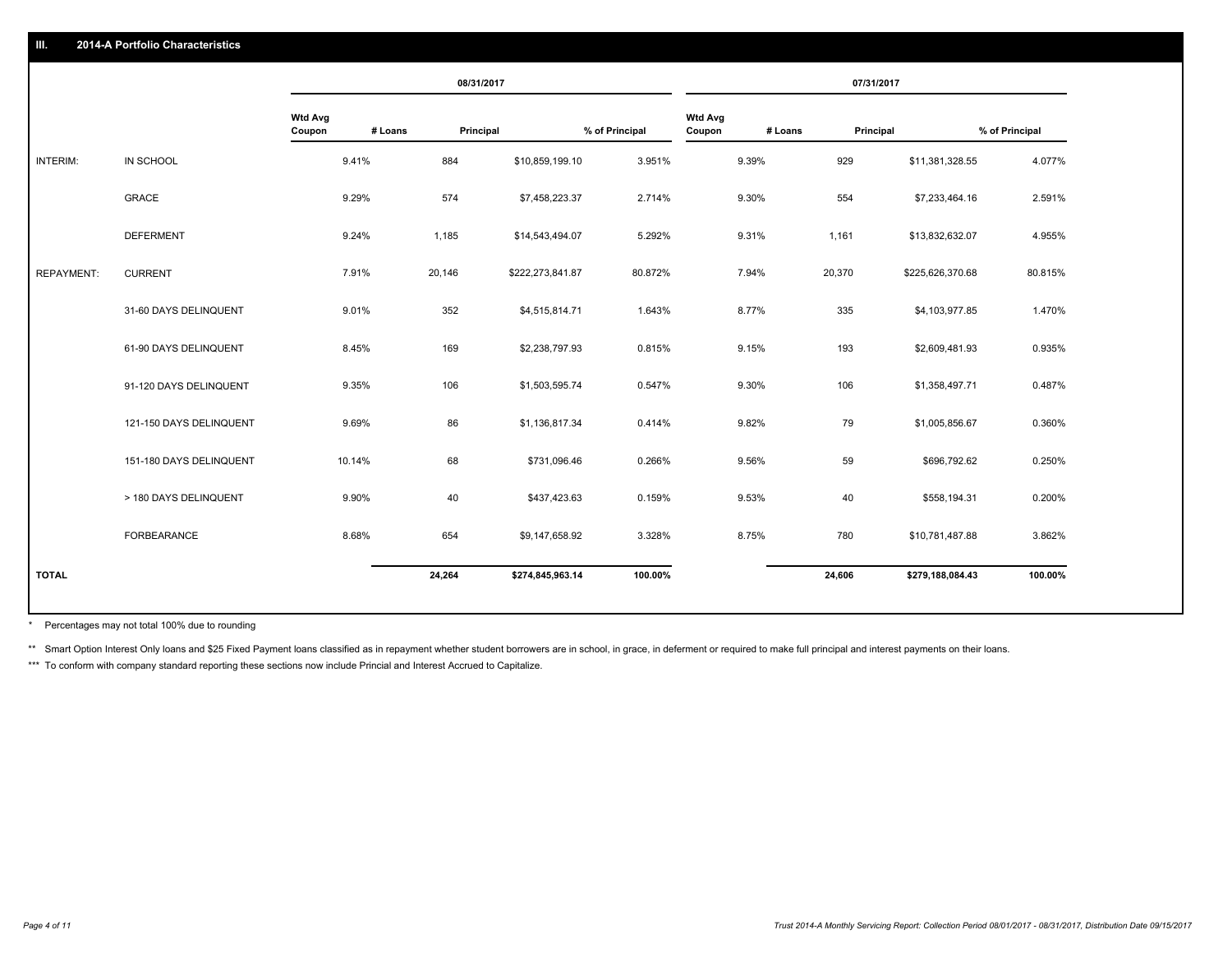## III. 2014-A Portfolio Characteristics

| | | 08/31/2017 | | | | 07/31/2017 | | | |
|---|---|---|---|---|---|---|---|---|---|
| | | Wtd Avg Coupon | # Loans | Principal | % of Principal | Wtd Avg Coupon | # Loans | Principal | % of Principal |
| INTERIM: | IN SCHOOL | 9.41% | 884 | $10,859,199.10 | 3.951% | 9.39% | 929 | $11,381,328.55 | 4.077% |
| | GRACE | 9.29% | 574 | $7,458,223.37 | 2.714% | 9.30% | 554 | $7,233,464.16 | 2.591% |
| | DEFERMENT | 9.24% | 1,185 | $14,543,494.07 | 5.292% | 9.31% | 1,161 | $13,832,632.07 | 4.955% |
| REPAYMENT: | CURRENT | 7.91% | 20,146 | $222,273,841.87 | 80.872% | 7.94% | 20,370 | $225,626,370.68 | 80.815% |
| | 31-60 DAYS DELINQUENT | 9.01% | 352 | $4,515,814.71 | 1.643% | 8.77% | 335 | $4,103,977.85 | 1.470% |
| | 61-90 DAYS DELINQUENT | 8.45% | 169 | $2,238,797.93 | 0.815% | 9.15% | 193 | $2,609,481.93 | 0.935% |
| | 91-120 DAYS DELINQUENT | 9.35% | 106 | $1,503,595.74 | 0.547% | 9.30% | 106 | $1,358,497.71 | 0.487% |
| | 121-150 DAYS DELINQUENT | 9.69% | 86 | $1,136,817.34 | 0.414% | 9.82% | 79 | $1,005,856.67 | 0.360% |
| | 151-180 DAYS DELINQUENT | 10.14% | 68 | $731,096.46 | 0.266% | 9.56% | 59 | $696,792.62 | 0.250% |
| | > 180 DAYS DELINQUENT | 9.90% | 40 | $437,423.63 | 0.159% | 9.53% | 40 | $558,194.31 | 0.200% |
| | FORBEARANCE | 8.68% | 654 | $9,147,658.92 | 3.328% | 8.75% | 780 | $10,781,487.88 | 3.862% |
| TOTAL | | | 24,264 | $274,845,963.14 | 100.00% | | 24,606 | $279,188,084.43 | 100.00% |

\* Percentages may not total 100% due to rounding

\*\* Smart Option Interest Only loans and $25 Fixed Payment loans classified as in repayment whether student borrowers are in school, in grace, in deferment or required to make full principal and interest payments on their loans.

\*\*\* To conform with company standard reporting these sections now include Princial and Interest Accrued to Capitalize.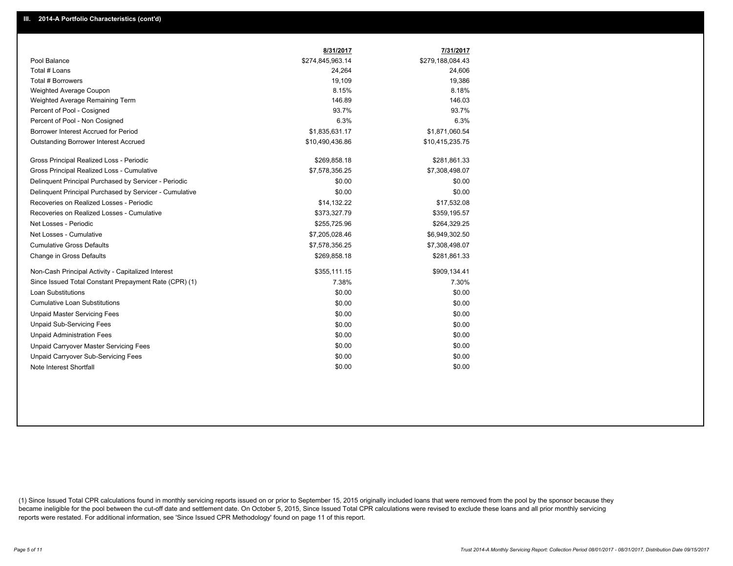## III. 2014-A Portfolio Characteristics (cont'd)

| | 8/31/2017 | 7/31/2017 |
|---|---|---|
| Pool Balance | $274,845,963.14 | $279,188,084.43 |
| Total # Loans | 24,264 | 24,606 |
| Total # Borrowers | 19,109 | 19,386 |
| Weighted Average Coupon | 8.15% | 8.18% |
| Weighted Average Remaining Term | 146.89 | 146.03 |
| Percent of Pool - Cosigned | 93.7% | 93.7% |
| Percent of Pool - Non Cosigned | 6.3% | 6.3% |
| Borrower Interest Accrued for Period | $1,835,631.17 | $1,871,060.54 |
| Outstanding Borrower Interest Accrued | $10,490,436.86 | $10,415,235.75 |
| Gross Principal Realized Loss - Periodic | $269,858.18 | $281,861.33 |
| Gross Principal Realized Loss - Cumulative | $7,578,356.25 | $7,308,498.07 |
| Delinquent Principal Purchased by Servicer - Periodic | $0.00 | $0.00 |
| Delinquent Principal Purchased by Servicer - Cumulative | $0.00 | $0.00 |
| Recoveries on Realized Losses - Periodic | $14,132.22 | $17,532.08 |
| Recoveries on Realized Losses - Cumulative | $373,327.79 | $359,195.57 |
| Net Losses - Periodic | $255,725.96 | $264,329.25 |
| Net Losses - Cumulative | $7,205,028.46 | $6,949,302.50 |
| Cumulative Gross Defaults | $7,578,356.25 | $7,308,498.07 |
| Change in Gross Defaults | $269,858.18 | $281,861.33 |
| Non-Cash Principal Activity - Capitalized Interest | $355,111.15 | $909,134.41 |
| Since Issued Total Constant Prepayment Rate (CPR) (1) | 7.38% | 7.30% |
| Loan Substitutions | $0.00 | $0.00 |
| Cumulative Loan Substitutions | $0.00 | $0.00 |
| Unpaid Master Servicing Fees | $0.00 | $0.00 |
| Unpaid Sub-Servicing Fees | $0.00 | $0.00 |
| Unpaid Administration Fees | $0.00 | $0.00 |
| Unpaid Carryover Master Servicing Fees | $0.00 | $0.00 |
| Unpaid Carryover Sub-Servicing Fees | $0.00 | $0.00 |
| Note Interest Shortfall | $0.00 | $0.00 |

(1) Since Issued Total CPR calculations found in monthly servicing reports issued on or prior to September 15, 2015 originally included loans that were removed from the pool by the sponsor because they became ineligible for the pool between the cut-off date and settlement date. On October 5, 2015, Since Issued Total CPR calculations were revised to exclude these loans and all prior monthly servicing reports were restated. For additional information, see 'Since Issued CPR Methodology' found on page 11 of this report.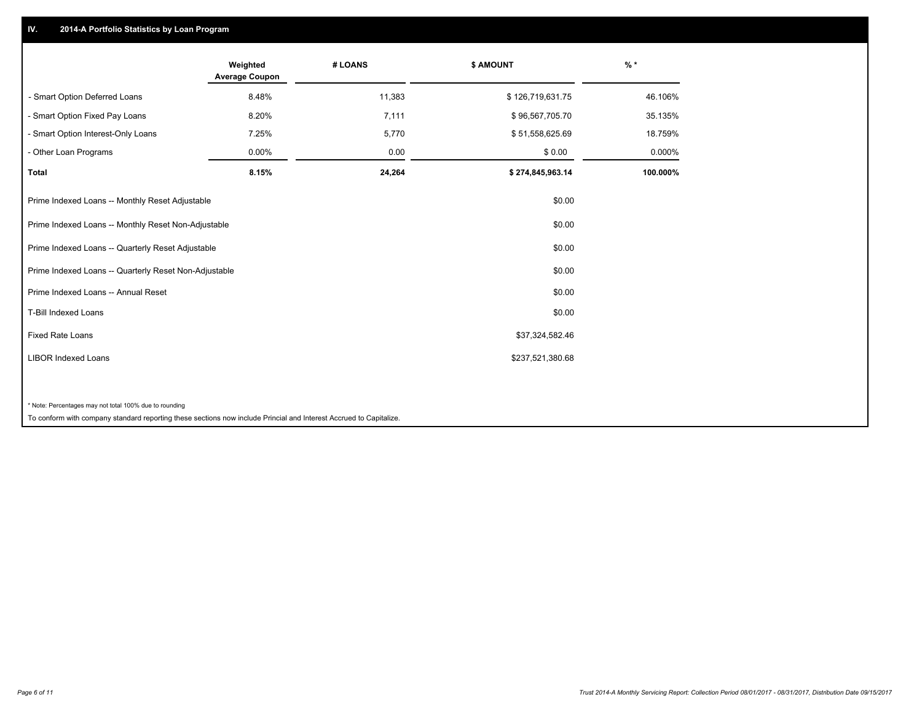## IV. 2014-A Portfolio Statistics by Loan Program

| | Weighted Average Coupon | # LOANS | $ AMOUNT | % * |
|---|---|---|---|---|
| - Smart Option Deferred Loans | 8.48% | 11,383 | $ 126,719,631.75 | 46.106% |
| - Smart Option Fixed Pay Loans | 8.20% | 7,111 | $ 96,567,705.70 | 35.135% |
| - Smart Option Interest-Only Loans | 7.25% | 5,770 | $ 51,558,625.69 | 18.759% |
| - Other Loan Programs | 0.00% | 0.00 | $ 0.00 | 0.000% |
| **Total** | **8.15%** | **24,264** | **$ 274,845,963.14** | **100.000%** |

| | |
|---|---|
| Prime Indexed Loans -- Monthly Reset Adjustable | $0.00 |
| Prime Indexed Loans -- Monthly Reset Non-Adjustable | $0.00 |
| Prime Indexed Loans -- Quarterly Reset Adjustable | $0.00 |
| Prime Indexed Loans -- Quarterly Reset Non-Adjustable | $0.00 |
| Prime Indexed Loans -- Annual Reset | $0.00 |
| T-Bill Indexed Loans | $0.00 |
| Fixed Rate Loans | $37,324,582.46 |
| LIBOR Indexed Loans | $237,521,380.68 |

* Note: Percentages may not total 100% due to rounding

To conform with company standard reporting these sections now include Princial and Interest Accrued to Capitalize.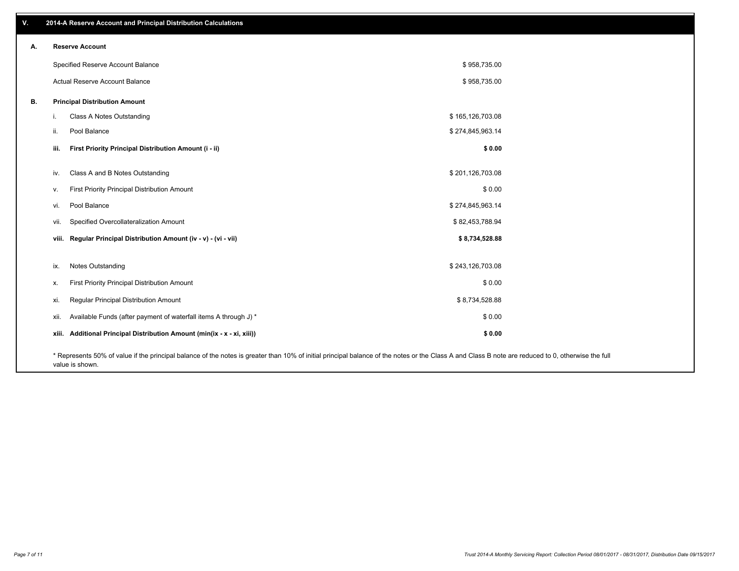## V. 2014-A Reserve Account and Principal Distribution Calculations

### A. Reserve Account

| | |
|---|---|
| Specified Reserve Account Balance | $ 958,735.00 |
| Actual Reserve Account Balance | $ 958,735.00 |

### B. Principal Distribution Amount

| | | |
|---|---|---|
| i. | Class A Notes Outstanding | $ 165,126,703.08 |
| ii. | Pool Balance | $ 274,845,963.14 |
| **iii.** | **First Priority Principal Distribution Amount (i - ii)** | **$ 0.00** |
| iv. | Class A and B Notes Outstanding | $ 201,126,703.08 |
| v. | First Priority Principal Distribution Amount | $ 0.00 |
| vi. | Pool Balance | $ 274,845,963.14 |
| vii. | Specified Overcollateralization Amount | $ 82,453,788.94 |
| **viii.** | **Regular Principal Distribution Amount (iv - v) - (vi - vii)** | **$ 8,734,528.88** |
| ix. | Notes Outstanding | $ 243,126,703.08 |
| x. | First Priority Principal Distribution Amount | $ 0.00 |
| xi. | Regular Principal Distribution Amount | $ 8,734,528.88 |
| xii. | Available Funds (after payment of waterfall items A through J) * | $ 0.00 |
| **xiii.** | **Additional Principal Distribution Amount (min(ix - x - xi, xiii))** | **$ 0.00** |

* Represents 50% of value if the principal balance of the notes is greater than 10% of initial principal balance of the notes or the Class A and Class B note are reduced to 0, otherwise the full value is shown.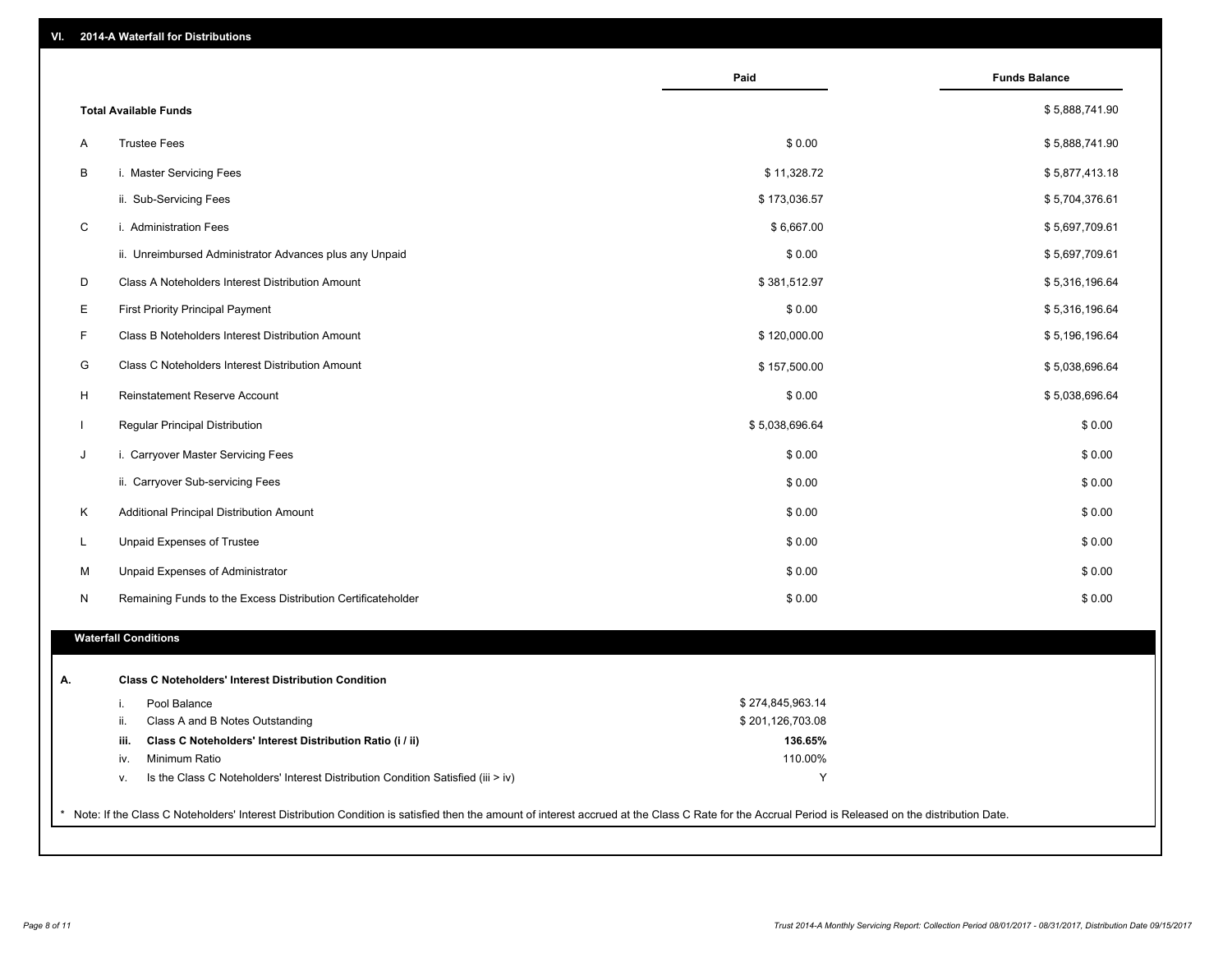## VI. 2014-A Waterfall for Distributions

| | | Paid | Funds Balance |
|---|---|---|---|
| | **Total Available Funds** | | $ 5,888,741.90 |
| A | Trustee Fees | $ 0.00 | $ 5,888,741.90 |
| B | i. Master Servicing Fees | $ 11,328.72 | $ 5,877,413.18 |
| | ii. Sub-Servicing Fees | $ 173,036.57 | $ 5,704,376.61 |
| C | i. Administration Fees | $ 6,667.00 | $ 5,697,709.61 |
| | ii. Unreimbursed Administrator Advances plus any Unpaid | $ 0.00 | $ 5,697,709.61 |
| D | Class A Noteholders Interest Distribution Amount | $ 381,512.97 | $ 5,316,196.64 |
| E | First Priority Principal Payment | $ 0.00 | $ 5,316,196.64 |
| F | Class B Noteholders Interest Distribution Amount | $ 120,000.00 | $ 5,196,196.64 |
| G | Class C Noteholders Interest Distribution Amount | $ 157,500.00 | $ 5,038,696.64 |
| H | Reinstatement Reserve Account | $ 0.00 | $ 5,038,696.64 |
| I | Regular Principal Distribution | $ 5,038,696.64 | $ 0.00 |
| J | i. Carryover Master Servicing Fees | $ 0.00 | $ 0.00 |
| | ii. Carryover Sub-servicing Fees | $ 0.00 | $ 0.00 |
| K | Additional Principal Distribution Amount | $ 0.00 | $ 0.00 |
| L | Unpaid Expenses of Trustee | $ 0.00 | $ 0.00 |
| M | Unpaid Expenses of Administrator | $ 0.00 | $ 0.00 |
| N | Remaining Funds to the Excess Distribution Certificateholder | $ 0.00 | $ 0.00 |

### Waterfall Conditions

**A. Class C Noteholders' Interest Distribution Condition**

| | | |
|---|---|---|
| i. | Pool Balance | $ 274,845,963.14 |
| ii. | Class A and B Notes Outstanding | $ 201,126,703.08 |
| **iii.** | **Class C Noteholders' Interest Distribution Ratio (i / ii)** | **136.65%** |
| iv. | Minimum Ratio | 110.00% |
| v. | Is the Class C Noteholders' Interest Distribution Condition Satisfied (iii > iv) | Y |

* Note: If the Class C Noteholders' Interest Distribution Condition is satisfied then the amount of interest accrued at the Class C Rate for the Accrual Period is Released on the distribution Date.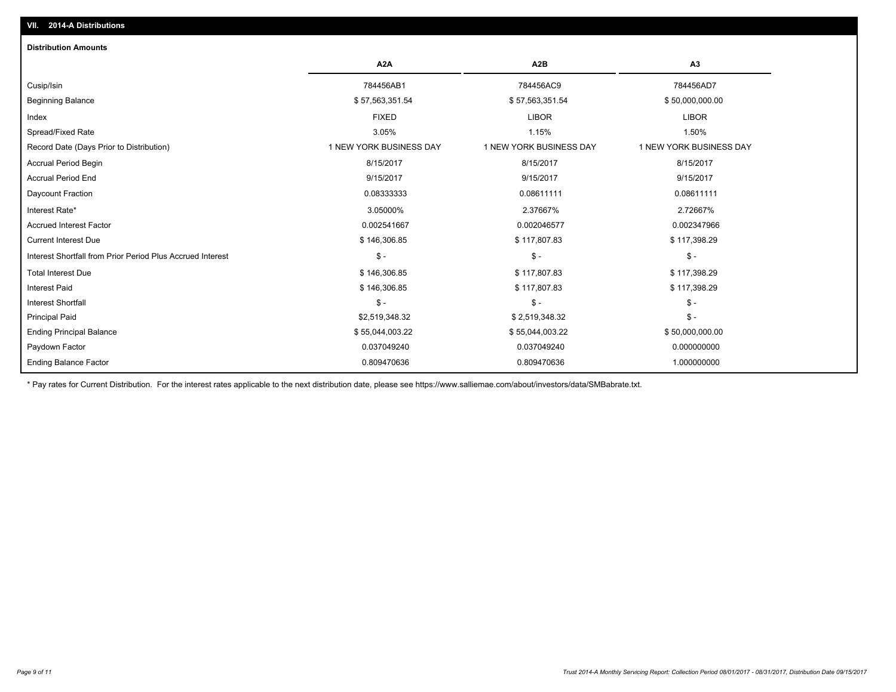## VII. 2014-A Distributions

### Distribution Amounts

| | A2A | A2B | A3 |
|---|---|---|---|
| Cusip/Isin | 784456AB1 | 784456AC9 | 784456AD7 |
| Beginning Balance | $ 57,563,351.54 | $ 57,563,351.54 | $ 50,000,000.00 |
| Index | FIXED | LIBOR | LIBOR |
| Spread/Fixed Rate | 3.05% | 1.15% | 1.50% |
| Record Date (Days Prior to Distribution) | 1 NEW YORK BUSINESS DAY | 1 NEW YORK BUSINESS DAY | 1 NEW YORK BUSINESS DAY |
| Accrual Period Begin | 8/15/2017 | 8/15/2017 | 8/15/2017 |
| Accrual Period End | 9/15/2017 | 9/15/2017 | 9/15/2017 |
| Daycount Fraction | 0.08333333 | 0.08611111 | 0.08611111 |
| Interest Rate* | 3.05000% | 2.37667% | 2.72667% |
| Accrued Interest Factor | 0.002541667 | 0.002046577 | 0.002347966 |
| Current Interest Due | $ 146,306.85 | $ 117,807.83 | $ 117,398.29 |
| Interest Shortfall from Prior Period Plus Accrued Interest | $ - | $ - | $ - |
| Total Interest Due | $ 146,306.85 | $ 117,807.83 | $ 117,398.29 |
| Interest Paid | $ 146,306.85 | $ 117,807.83 | $ 117,398.29 |
| Interest Shortfall | $ - | $ - | $ - |
| Principal Paid | $2,519,348.32 | $ 2,519,348.32 | $ - |
| Ending Principal Balance | $ 55,044,003.22 | $ 55,044,003.22 | $ 50,000,000.00 |
| Paydown Factor | 0.037049240 | 0.037049240 | 0.000000000 |
| Ending Balance Factor | 0.809470636 | 0.809470636 | 1.000000000 |

\* Pay rates for Current Distribution. For the interest rates applicable to the next distribution date, please see https://www.salliemae.com/about/investors/data/SMBabrate.txt.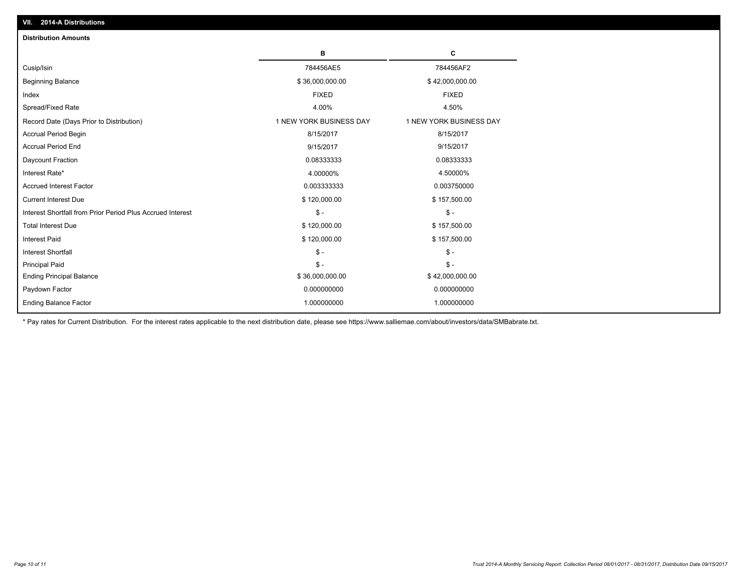## VII. 2014-A Distributions

### Distribution Amounts

| | B | C |
|---|---|---|
| Cusip/Isin | 784456AE5 | 784456AF2 |
| Beginning Balance | $ 36,000,000.00 | $ 42,000,000.00 |
| Index | FIXED | FIXED |
| Spread/Fixed Rate | 4.00% | 4.50% |
| Record Date (Days Prior to Distribution) | 1 NEW YORK BUSINESS DAY | 1 NEW YORK BUSINESS DAY |
| Accrual Period Begin | 8/15/2017 | 8/15/2017 |
| Accrual Period End | 9/15/2017 | 9/15/2017 |
| Daycount Fraction | 0.08333333 | 0.08333333 |
| Interest Rate* | 4.00000% | 4.50000% |
| Accrued Interest Factor | 0.003333333 | 0.003750000 |
| Current Interest Due | $ 120,000.00 | $ 157,500.00 |
| Interest Shortfall from Prior Period Plus Accrued Interest | $ - | $ - |
| Total Interest Due | $ 120,000.00 | $ 157,500.00 |
| Interest Paid | $ 120,000.00 | $ 157,500.00 |
| Interest Shortfall | $ - | $ - |
| Principal Paid | $ - | $ - |
| Ending Principal Balance | $ 36,000,000.00 | $ 42,000,000.00 |
| Paydown Factor | 0.000000000 | 0.000000000 |
| Ending Balance Factor | 1.000000000 | 1.000000000 |

* Pay rates for Current Distribution. For the interest rates applicable to the next distribution date, please see https://www.salliemae.com/about/investors/data/SMBabrate.txt.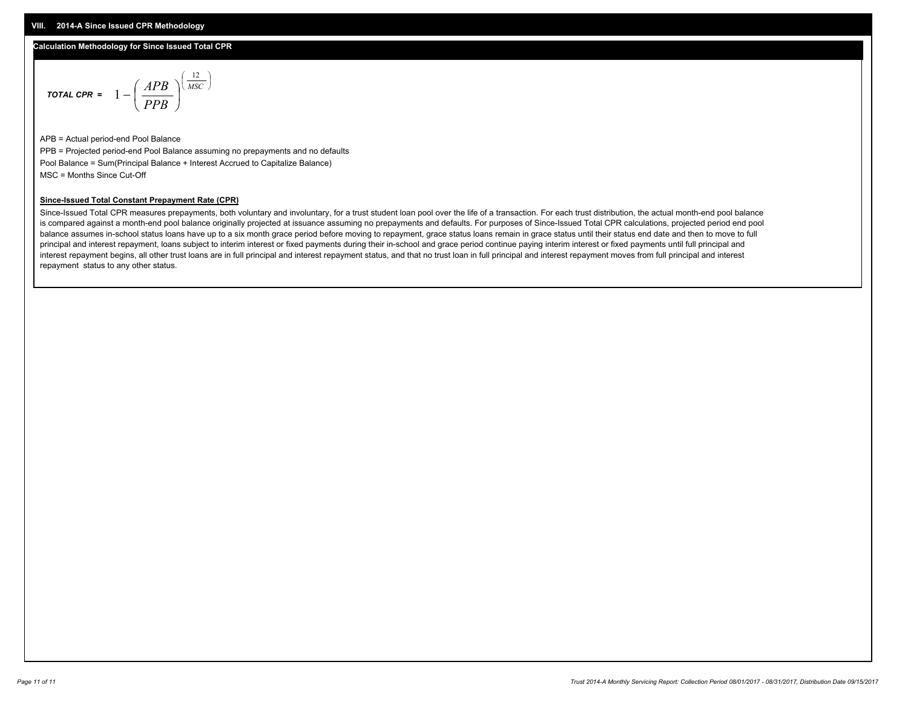## VIII. 2014-A Since Issued CPR Methodology

### Calculation Methodology for Since Issued Total CPR

**TOTAL CPR =** $$1 - \left( \frac{APB}{PPB} \right)^{\left( \frac{12}{MSC} \right)}$$

APB = Actual period-end Pool Balance

PPB = Projected period-end Pool Balance assuming no prepayments and no defaults

Pool Balance = Sum(Principal Balance + Interest Accrued to Capitalize Balance)

MSC = Months Since Cut-Off

**Since-Issued Total Constant Prepayment Rate (CPR)**

Since-Issued Total CPR measures prepayments, both voluntary and involuntary, for a trust student loan pool over the life of a transaction. For each trust distribution, the actual month-end pool balance is compared against a month-end pool balance originally projected at issuance assuming no prepayments and defaults. For purposes of Since-Issued Total CPR calculations, projected period end pool balance assumes in-school status loans have up to a six month grace period before moving to repayment, grace status loans remain in grace status until their status end date and then to move to full principal and interest repayment, loans subject to interim interest or fixed payments during their in-school and grace period continue paying interim interest or fixed payments until full principal and interest repayment begins, all other trust loans are in full principal and interest repayment status, and that no trust loan in full principal and interest repayment moves from full principal and interest repayment status to any other status.